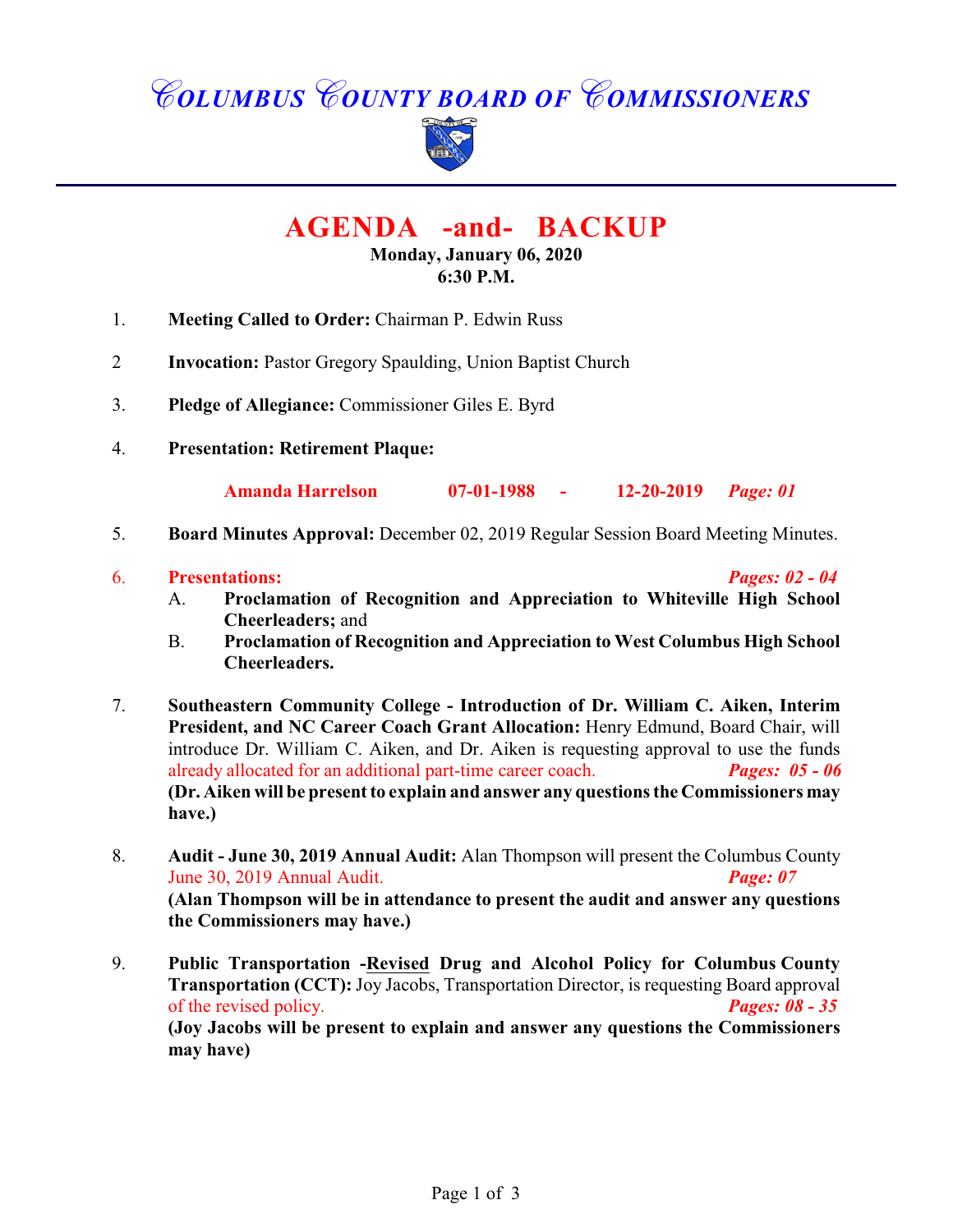# COLUMBUS COUNTY BOARD OF COMMISSIONERS

## AGENDA -and- BACKUP

**Monday, January 06, 2020**
**6:30 P.M.**

1. **Meeting Called to Order:** Chairman P. Edwin Russ

2 **Invocation:** Pastor Gregory Spaulding, Union Baptist Church

3. **Pledge of Allegiance:** Commissioner Giles E. Byrd

4. **Presentation: Retirement Plaque:**

   **Amanda Harrelson 07-01-1988 - 12-20-2019** ***Page: 01***

5. **Board Minutes Approval:** December 02, 2019 Regular Session Board Meeting Minutes.

6. **Presentations:** ***Pages: 02 - 04***
   A. **Proclamation of Recognition and Appreciation to Whiteville High School Cheerleaders;** and
   B. **Proclamation of Recognition and Appreciation to West Columbus High School Cheerleaders.**

7. **Southeastern Community College - Introduction of Dr. William C. Aiken, Interim President, and NC Career Coach Grant Allocation:** Henry Edmund, Board Chair, will introduce Dr. William C. Aiken, and Dr. Aiken is requesting approval to use the funds already allocated for an additional part-time career coach. ***Pages: 05 - 06***
   **(Dr. Aiken will be present to explain and answer any questions the Commissioners may have.)**

8. **Audit - June 30, 2019 Annual Audit:** Alan Thompson will present the Columbus County June 30, 2019 Annual Audit. ***Page: 07***
   **(Alan Thompson will be in attendance to present the audit and answer any questions the Commissioners may have.)**

9. **Public Transportation -Revised Drug and Alcohol Policy for Columbus County Transportation (CCT):** Joy Jacobs, Transportation Director, is requesting Board approval of the revised policy. ***Pages: 08 - 35***
   **(Joy Jacobs will be present to explain and answer any questions the Commissioners may have)**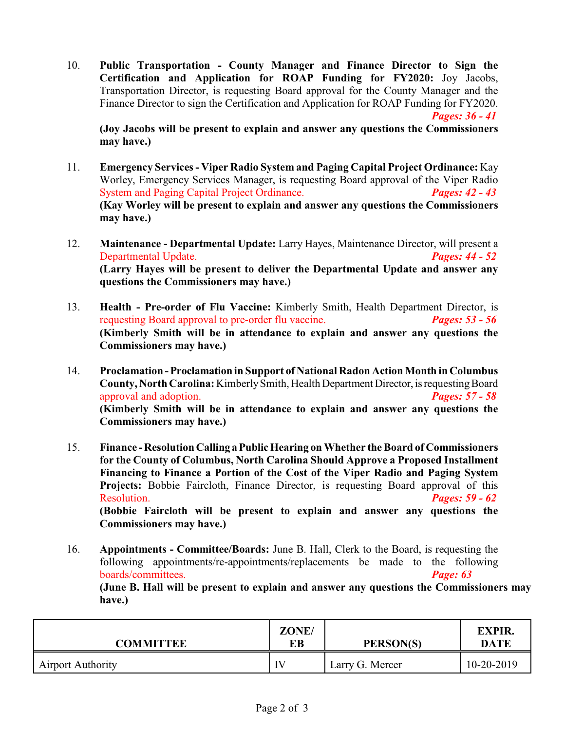10. **Public Transportation - County Manager and Finance Director to Sign the Certification and Application for ROAP Funding for FY2020:** Joy Jacobs, Transportation Director, is requesting Board approval for the County Manager and the Finance Director to sign the Certification and Application for ROAP Funding for FY2020. ***Pages: 36 - 41***
**(Joy Jacobs will be present to explain and answer any questions the Commissioners may have.)**

11. **Emergency Services - Viper Radio System and Paging Capital Project Ordinance:** Kay Worley, Emergency Services Manager, is requesting Board approval of the Viper Radio System and Paging Capital Project Ordinance. ***Pages: 42 - 43***
**(Kay Worley will be present to explain and answer any questions the Commissioners may have.)**

12. **Maintenance - Departmental Update:** Larry Hayes, Maintenance Director, will present a Departmental Update. ***Pages: 44 - 52***
**(Larry Hayes will be present to deliver the Departmental Update and answer any questions the Commissioners may have.)**

13. **Health - Pre-order of Flu Vaccine:** Kimberly Smith, Health Department Director, is requesting Board approval to pre-order flu vaccine. ***Pages: 53 - 56***
**(Kimberly Smith will be in attendance to explain and answer any questions the Commissioners may have.)**

14. **Proclamation - Proclamation in Support of National Radon Action Month in Columbus County, North Carolina:** Kimberly Smith, Health Department Director, is requesting Board approval and adoption. ***Pages: 57 - 58***
**(Kimberly Smith will be in attendance to explain and answer any questions the Commissioners may have.)**

15. **Finance - Resolution Calling a Public Hearing on Whether the Board of Commissioners for the County of Columbus, North Carolina Should Approve a Proposed Installment Financing to Finance a Portion of the Cost of the Viper Radio and Paging System Projects:** Bobbie Faircloth, Finance Director, is requesting Board approval of this Resolution. ***Pages: 59 - 62***
**(Bobbie Faircloth will be present to explain and answer any questions the Commissioners may have.)**

16. **Appointments - Committee/Boards:** June B. Hall, Clerk to the Board, is requesting the following appointments/re-appointments/replacements be made to the following boards/committees. ***Page: 63***
**(June B. Hall will be present to explain and answer any questions the Commissioners may have.)**

| COMMITTEE | ZONE/ EB | PERSON(S) | EXPIR. DATE |
|---|---|---|---|
| Airport Authority | IV | Larry G. Mercer | 10-20-2019 |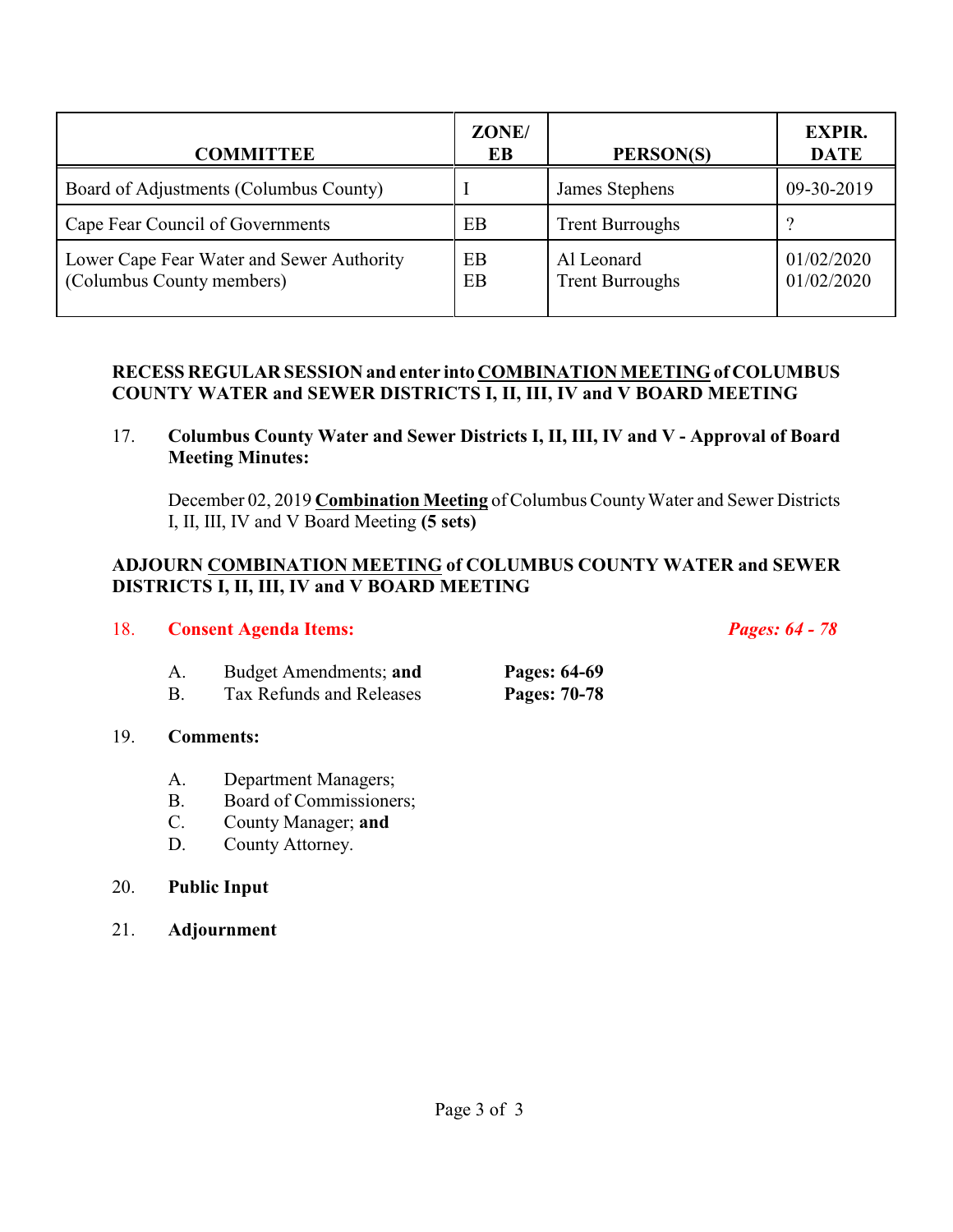| COMMITTEE | ZONE/ EB | PERSON(S) | EXPIR. DATE |
|---|---|---|---|
| Board of Adjustments (Columbus County) | I | James Stephens | 09-30-2019 |
| Cape Fear Council of Governments | EB | Trent Burroughs | ? |
| Lower Cape Fear Water and Sewer Authority (Columbus County members) | EB<br>EB | Al Leonard<br>Trent Burroughs | 01/02/2020<br>01/02/2020 |

**RECESS REGULAR SESSION and enter into COMBINATION MEETING of COLUMBUS COUNTY WATER and SEWER DISTRICTS I, II, III, IV and V BOARD MEETING**

17. **Columbus County Water and Sewer Districts I, II, III, IV and V - Approval of Board Meeting Minutes:**

    December 02, 2019 **Combination Meeting** of Columbus County Water and Sewer Districts I, II, III, IV and V Board Meeting **(5 sets)**

**ADJOURN COMBINATION MEETING of COLUMBUS COUNTY WATER and SEWER DISTRICTS I, II, III, IV and V BOARD MEETING**

18. **Consent Agenda Items:** ***Pages: 64 - 78***

    A. Budget Amendments; **and** **Pages: 64-69**
    B. Tax Refunds and Releases **Pages: 70-78**

19. **Comments:**

    A. Department Managers;
    B. Board of Commissioners;
    C. County Manager; **and**
    D. County Attorney.

20. **Public Input**

21. **Adjournment**